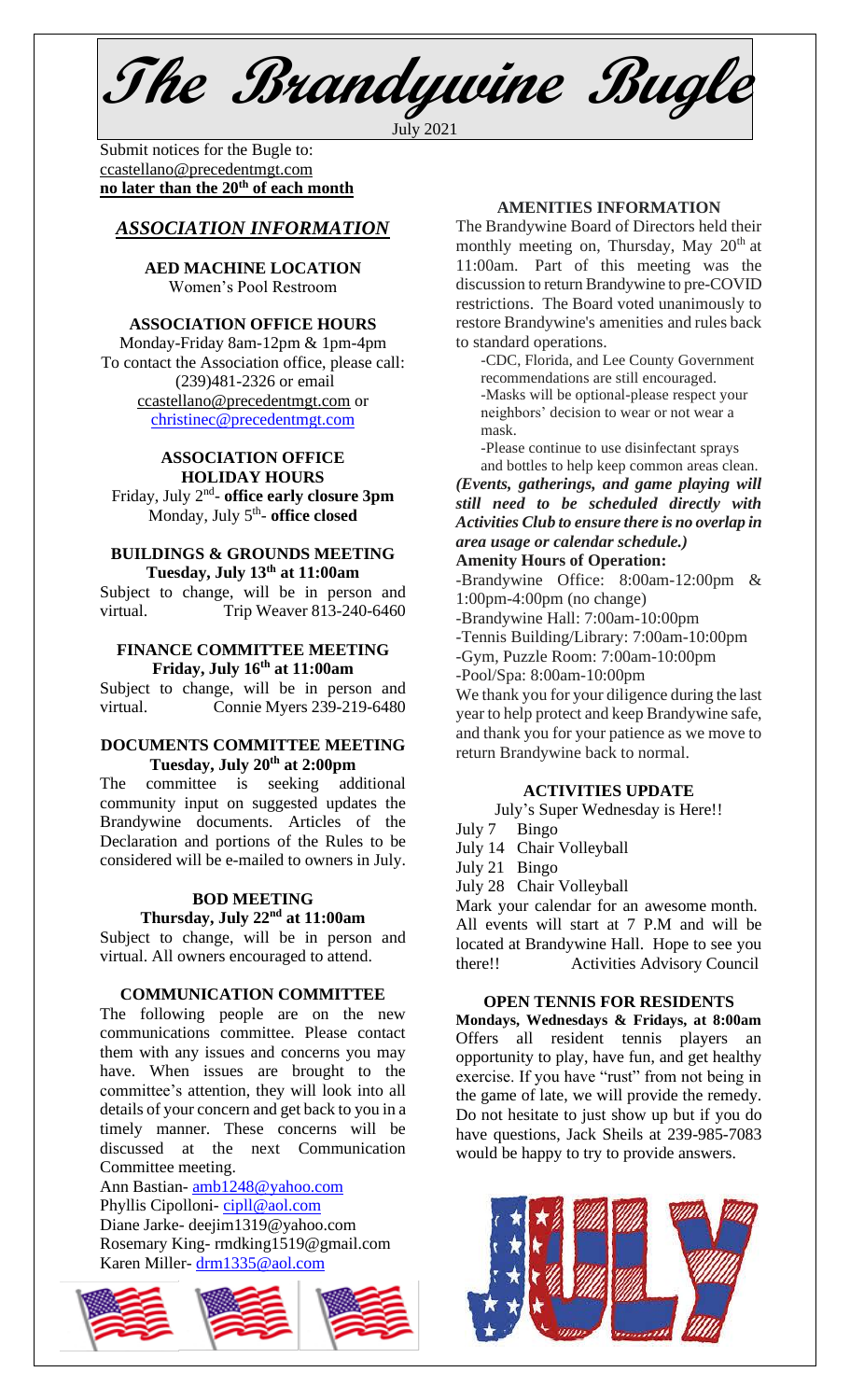# The Brandywine Bugle

July 2021

Submit notices for the Bugle to: ccastellano@precedentmgt.com
**no later than the 20th of each month**

## *ASSOCIATION INFORMATION*

**AED MACHINE LOCATION**
Women's Pool Restroom

**ASSOCIATION OFFICE HOURS**
Monday-Friday 8am-12pm & 1pm-4pm
To contact the Association office, please call: (239)481-2326 or email ccastellano@precedentmgt.com or christinec@precedentmgt.com

**ASSOCIATION OFFICE HOLIDAY HOURS**
Friday, July 2nd- **office early closure 3pm**
Monday, July 5th- **office closed**

**BUILDINGS & GROUNDS MEETING**
**Tuesday, July 13th at 11:00am**
Subject to change, will be in person and virtual. Trip Weaver 813-240-6460

**FINANCE COMMITTEE MEETING**
**Friday, July 16th at 11:00am**
Subject to change, will be in person and virtual. Connie Myers 239-219-6480

**DOCUMENTS COMMITTEE MEETING**
**Tuesday, July 20th at 2:00pm**
The committee is seeking additional community input on suggested updates the Brandywine documents. Articles of the Declaration and portions of the Rules to be considered will be e-mailed to owners in July.

**BOD MEETING**
**Thursday, July 22nd at 11:00am**
Subject to change, will be in person and virtual. All owners encouraged to attend.

**COMMUNICATION COMMITTEE**
The following people are on the new communications committee. Please contact them with any issues and concerns you may have. When issues are brought to the committee's attention, they will look into all details of your concern and get back to you in a timely manner. These concerns will be discussed at the next Communication Committee meeting.

Ann Bastian- amb1248@yahoo.com
Phyllis Cipolloni- cipll@aol.com
Diane Jarke- deejim1319@yahoo.com
Rosemary King- rmdking1519@gmail.com
Karen Miller- drm1335@aol.com

**AMENITIES INFORMATION**
The Brandywine Board of Directors held their monthly meeting on, Thursday, May 20th at 11:00am. Part of this meeting was the discussion to return Brandywine to pre-COVID restrictions. The Board voted unanimously to restore Brandywine's amenities and rules back to standard operations.

-CDC, Florida, and Lee County Government recommendations are still encouraged.
-Masks will be optional-please respect your neighbors' decision to wear or not wear a mask.
-Please continue to use disinfectant sprays and bottles to help keep common areas clean.

***(Events, gatherings, and game playing will still need to be scheduled directly with Activities Club to ensure there is no overlap in area usage or calendar schedule.)***

**Amenity Hours of Operation:**
-Brandywine Office: 8:00am-12:00pm & 1:00pm-4:00pm (no change)
-Brandywine Hall: 7:00am-10:00pm
-Tennis Building/Library: 7:00am-10:00pm
-Gym, Puzzle Room: 7:00am-10:00pm
-Pool/Spa: 8:00am-10:00pm

We thank you for your diligence during the last year to help protect and keep Brandywine safe, and thank you for your patience as we move to return Brandywine back to normal.

**ACTIVITIES UPDATE**
July's Super Wednesday is Here!!
July 7 Bingo
July 14 Chair Volleyball
July 21 Bingo
July 28 Chair Volleyball

Mark your calendar for an awesome month. All events will start at 7 P.M and will be located at Brandywine Hall. Hope to see you there!! Activities Advisory Council

**OPEN TENNIS FOR RESIDENTS**
**Mondays, Wednesdays & Fridays, at 8:00am**
Offers all resident tennis players an opportunity to play, have fun, and get healthy exercise. If you have "rust" from not being in the game of late, we will provide the remedy. Do not hesitate to just show up but if you do have questions, Jack Sheils at 239-985-7083 would be happy to try to provide answers.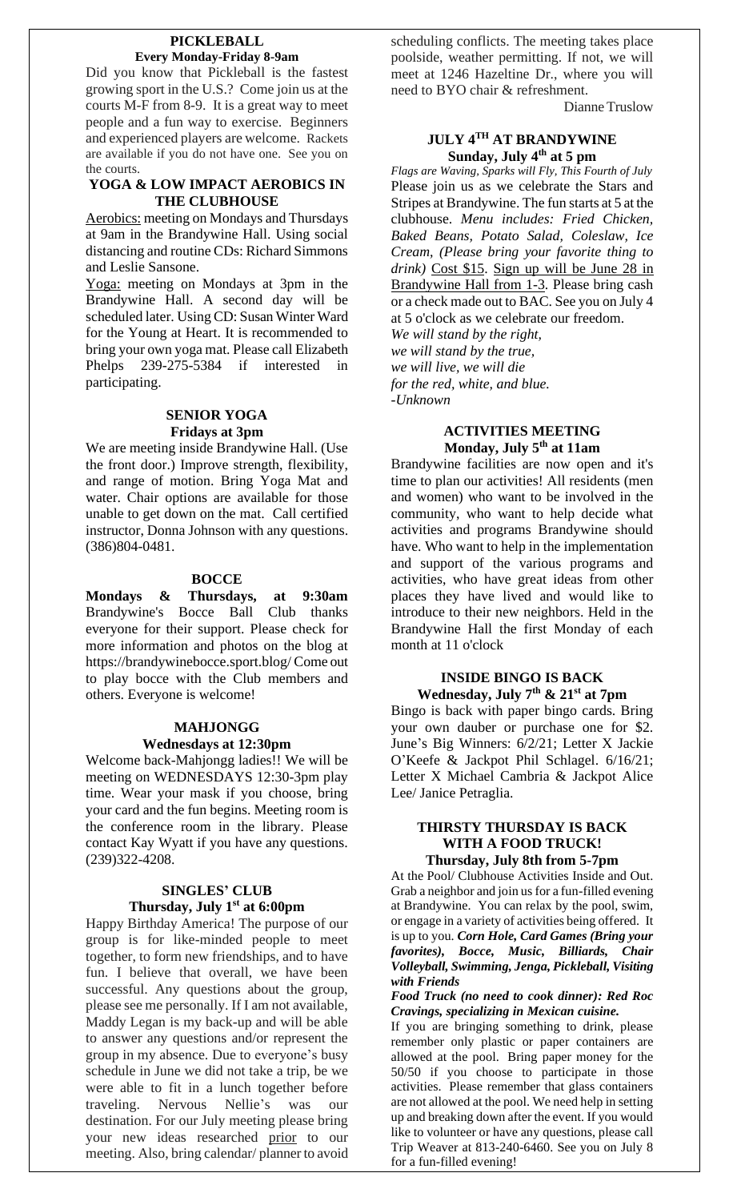## PICKLEBALL

**Every Monday-Friday 8-9am**

Did you know that Pickleball is the fastest growing sport in the U.S.? Come join us at the courts M-F from 8-9. It is a great way to meet people and a fun way to exercise. Beginners and experienced players are welcome. Rackets are available if you do not have one. See you on the courts.

## YOGA & LOW IMPACT AEROBICS IN THE CLUBHOUSE

Aerobics: meeting on Mondays and Thursdays at 9am in the Brandywine Hall. Using social distancing and routine CDs: Richard Simmons and Leslie Sansone.

Yoga: meeting on Mondays at 3pm in the Brandywine Hall. A second day will be scheduled later. Using CD: Susan Winter Ward for the Young at Heart. It is recommended to bring your own yoga mat. Please call Elizabeth Phelps 239-275-5384 if interested in participating.

## SENIOR YOGA

**Fridays at 3pm**

We are meeting inside Brandywine Hall. (Use the front door.) Improve strength, flexibility, and range of motion. Bring Yoga Mat and water. Chair options are available for those unable to get down on the mat. Call certified instructor, Donna Johnson with any questions. (386)804-0481.

## BOCCE

**Mondays & Thursdays, at 9:30am** Brandywine's Bocce Ball Club thanks everyone for their support. Please check for more information and photos on the blog at https://brandywinebocce.sport.blog/ Come out to play bocce with the Club members and others. Everyone is welcome!

## MAHJONGG

**Wednesdays at 12:30pm**

Welcome back-Mahjongg ladies!! We will be meeting on WEDNESDAYS 12:30-3pm play time. Wear your mask if you choose, bring your card and the fun begins. Meeting room is the conference room in the library. Please contact Kay Wyatt if you have any questions. (239)322-4208.

## SINGLES' CLUB

**Thursday, July 1st at 6:00pm**

Happy Birthday America! The purpose of our group is for like-minded people to meet together, to form new friendships, and to have fun. I believe that overall, we have been successful. Any questions about the group, please see me personally. If I am not available, Maddy Legan is my back-up and will be able to answer any questions and/or represent the group in my absence. Due to everyone's busy schedule in June we did not take a trip, be we were able to fit in a lunch together before traveling. Nervous Nellie's was our destination. For our July meeting please bring your new ideas researched prior to our meeting. Also, bring calendar/ planner to avoid scheduling conflicts. The meeting takes place poolside, weather permitting. If not, we will meet at 1246 Hazeltine Dr., where you will need to BYO chair & refreshment.

Dianne Truslow

## JULY 4TH AT BRANDYWINE

**Sunday, July 4th at 5 pm**

*Flags are Waving, Sparks will Fly, This Fourth of July*

Please join us as we celebrate the Stars and Stripes at Brandywine. The fun starts at 5 at the clubhouse. *Menu includes: Fried Chicken, Baked Beans, Potato Salad, Coleslaw, Ice Cream, (Please bring your favorite thing to drink)* Cost $15. Sign up will be June 28 in Brandywine Hall from 1-3. Please bring cash or a check made out to BAC. See you on July 4 at 5 o'clock as we celebrate our freedom.

*We will stand by the right,*
*we will stand by the true,*
*we will live, we will die*
*for the red, white, and blue.*
*-Unknown*

## ACTIVITIES MEETING

**Monday, July 5th at 11am**

Brandywine facilities are now open and it's time to plan our activities! All residents (men and women) who want to be involved in the community, who want to help decide what activities and programs Brandywine should have. Who want to help in the implementation and support of the various programs and activities, who have great ideas from other places they have lived and would like to introduce to their new neighbors. Held in the Brandywine Hall the first Monday of each month at 11 o'clock

## INSIDE BINGO IS BACK

**Wednesday, July 7th & 21st at 7pm**

Bingo is back with paper bingo cards. Bring your own dauber or purchase one for $2. June's Big Winners: 6/2/21; Letter X Jackie O'Keefe & Jackpot Phil Schlagel. 6/16/21; Letter X Michael Cambria & Jackpot Alice Lee/ Janice Petraglia.

## THIRSTY THURSDAY IS BACK WITH A FOOD TRUCK!

**Thursday, July 8th from 5-7pm**

At the Pool/ Clubhouse Activities Inside and Out. Grab a neighbor and join us for a fun-filled evening at Brandywine. You can relax by the pool, swim, or engage in a variety of activities being offered. It is up to you. ***Corn Hole, Card Games (Bring your favorites), Bocce, Music, Billiards, Chair Volleyball, Swimming, Jenga, Pickleball, Visiting with Friends***

***Food Truck (no need to cook dinner): Red Roc Cravings, specializing in Mexican cuisine.***

If you are bringing something to drink, please remember only plastic or paper containers are allowed at the pool. Bring paper money for the 50/50 if you choose to participate in those activities. Please remember that glass containers are not allowed at the pool. We need help in setting up and breaking down after the event. If you would like to volunteer or have any questions, please call Trip Weaver at 813-240-6460. See you on July 8 for a fun-filled evening!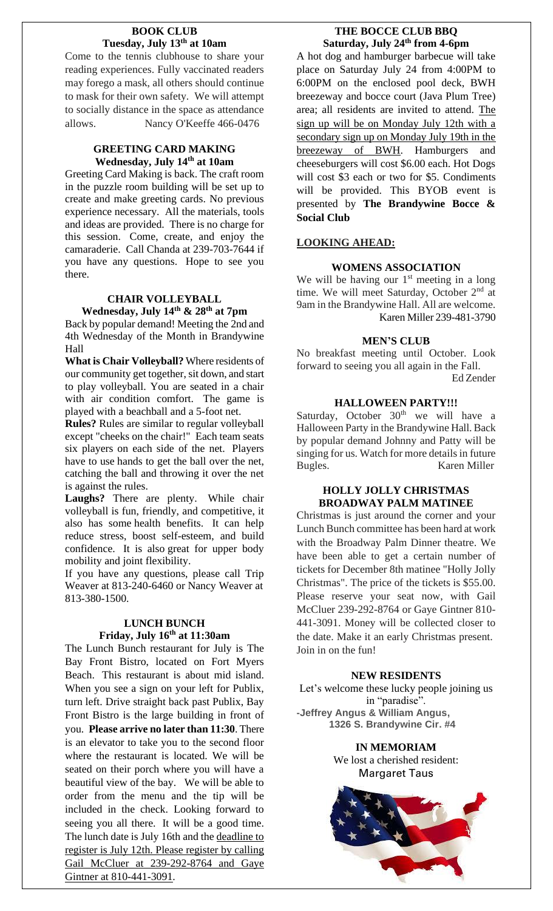## BOOK CLUB
**Tuesday, July 13th at 10am**

Come to the tennis clubhouse to share your reading experiences. Fully vaccinated readers may forego a mask, all others should continue to mask for their own safety. We will attempt to socially distance in the space as attendance allows. Nancy O'Keeffe 466-0476

## GREETING CARD MAKING
**Wednesday, July 14th at 10am**

Greeting Card Making is back. The craft room in the puzzle room building will be set up to create and make greeting cards. No previous experience necessary. All the materials, tools and ideas are provided. There is no charge for this session. Come, create, and enjoy the camaraderie. Call Chanda at 239-703-7644 if you have any questions. Hope to see you there.

## CHAIR VOLLEYBALL
**Wednesday, July 14th & 28th at 7pm**

Back by popular demand! Meeting the 2nd and 4th Wednesday of the Month in Brandywine Hall

**What is Chair Volleyball?** Where residents of our community get together, sit down, and start to play volleyball. You are seated in a chair with air condition comfort. The game is played with a beachball and a 5-foot net.

**Rules?** Rules are similar to regular volleyball except "cheeks on the chair!" Each team seats six players on each side of the net. Players have to use hands to get the ball over the net, catching the ball and throwing it over the net is against the rules.

**Laughs?** There are plenty. While chair volleyball is fun, friendly, and competitive, it also has some health benefits. It can help reduce stress, boost self-esteem, and build confidence. It is also great for upper body mobility and joint flexibility.

If you have any questions, please call Trip Weaver at 813-240-6460 or Nancy Weaver at 813-380-1500.

## LUNCH BUNCH
**Friday, July 16th at 11:30am**

The Lunch Bunch restaurant for July is The Bay Front Bistro, located on Fort Myers Beach. This restaurant is about mid island. When you see a sign on your left for Publix, turn left. Drive straight back past Publix, Bay Front Bistro is the large building in front of you. **Please arrive no later than 11:30**. There is an elevator to take you to the second floor where the restaurant is located. We will be seated on their porch where you will have a beautiful view of the bay. We will be able to order from the menu and the tip will be included in the check. Looking forward to seeing you all there. It will be a good time. The lunch date is July 16th and the deadline to register is July 12th. Please register by calling Gail McCluer at 239-292-8764 and Gaye Gintner at 810-441-3091.

## THE BOCCE CLUB BBQ
**Saturday, July 24th from 4-6pm**

A hot dog and hamburger barbecue will take place on Saturday July 24 from 4:00PM to 6:00PM on the enclosed pool deck, BWH breezeway and bocce court (Java Plum Tree) area; all residents are invited to attend. The sign up will be on Monday July 12th with a secondary sign up on Monday July 19th in the breezeway of BWH. Hamburgers and cheeseburgers will cost $6.00 each. Hot Dogs will cost $3 each or two for $5. Condiments will be provided. This BYOB event is presented by **The Brandywine Bocce & Social Club**

## LOOKING AHEAD:

### WOMENS ASSOCIATION

We will be having our 1st meeting in a long time. We will meet Saturday, October 2nd at 9am in the Brandywine Hall. All are welcome.
Karen Miller 239-481-3790

### MEN'S CLUB

No breakfast meeting until October. Look forward to seeing you all again in the Fall.
Ed Zender

### HALLOWEEN PARTY!!!

Saturday, October 30th we will have a Halloween Party in the Brandywine Hall. Back by popular demand Johnny and Patty will be singing for us. Watch for more details in future Bugles. Karen Miller

### HOLLY JOLLY CHRISTMAS BROADWAY PALM MATINEE

Christmas is just around the corner and your Lunch Bunch committee has been hard at work with the Broadway Palm Dinner theatre. We have been able to get a certain number of tickets for December 8th matinee "Holly Jolly Christmas". The price of the tickets is $55.00. Please reserve your seat now, with Gail McCluer 239-292-8764 or Gaye Gintner 810-441-3091. Money will be collected closer to the date. Make it an early Christmas present. Join in on the fun!

### NEW RESIDENTS

Let's welcome these lucky people joining us in "paradise".

**-Jeffrey Angus & William Angus, 1326 S. Brandywine Cir. #4**

### IN MEMORIAM

We lost a cherished resident:
Margaret Taus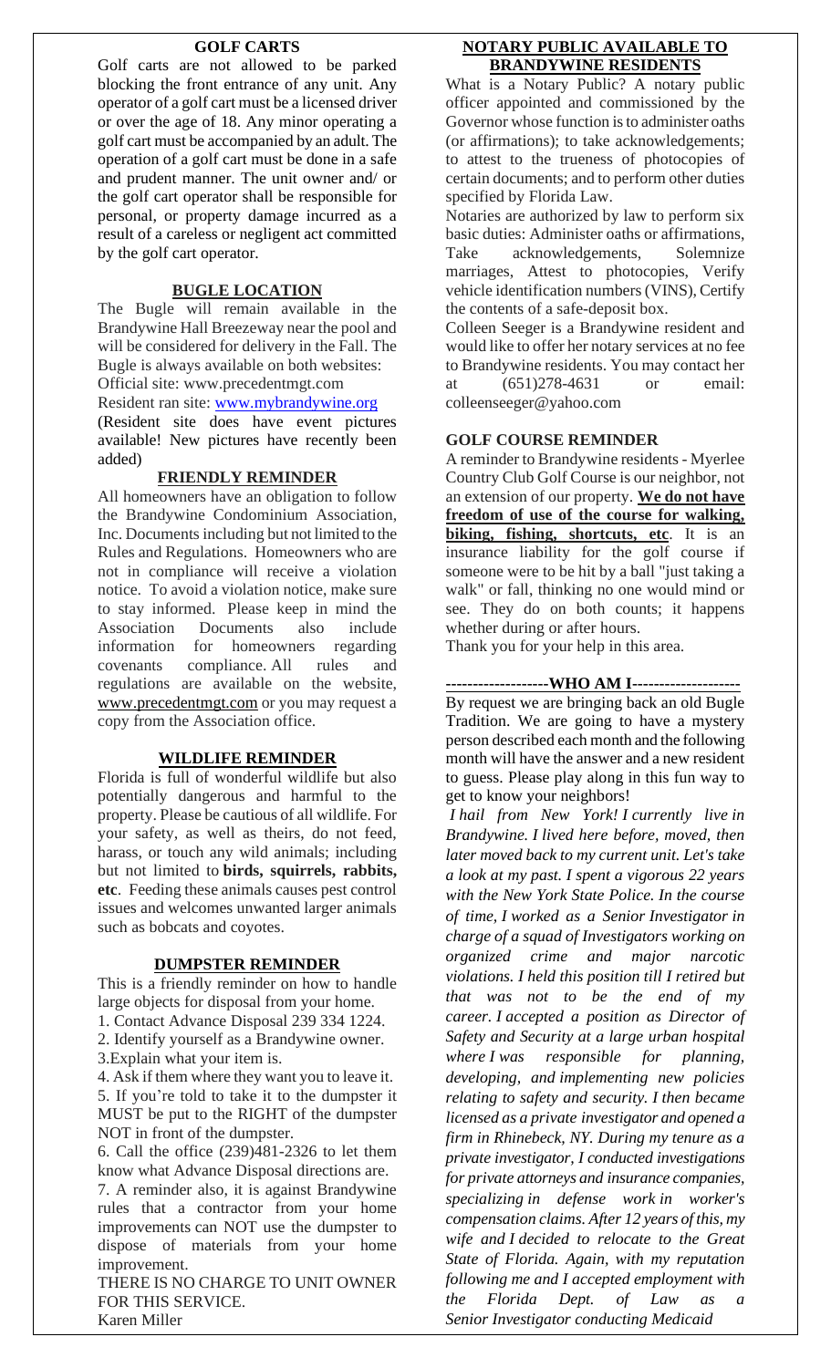## GOLF CARTS

Golf carts are not allowed to be parked blocking the front entrance of any unit. Any operator of a golf cart must be a licensed driver or over the age of 18. Any minor operating a golf cart must be accompanied by an adult. The operation of a golf cart must be done in a safe and prudent manner. The unit owner and/ or the golf cart operator shall be responsible for personal, or property damage incurred as a result of a careless or negligent act committed by the golf cart operator.

## BUGLE LOCATION

The Bugle will remain available in the Brandywine Hall Breezeway near the pool and will be considered for delivery in the Fall. The Bugle is always available on both websites:
Official site: www.precedentmgt.com
Resident ran site: www.mybrandywine.org
(Resident site does have event pictures available! New pictures have recently been added)

## FRIENDLY REMINDER

All homeowners have an obligation to follow the Brandywine Condominium Association, Inc. Documents including but not limited to the Rules and Regulations. Homeowners who are not in compliance will receive a violation notice. To avoid a violation notice, make sure to stay informed. Please keep in mind the Association Documents also include information for homeowners regarding covenants compliance. All rules and regulations are available on the website, www.precedentmgt.com or you may request a copy from the Association office.

## WILDLIFE REMINDER

Florida is full of wonderful wildlife but also potentially dangerous and harmful to the property. Please be cautious of all wildlife. For your safety, as well as theirs, do not feed, harass, or touch any wild animals; including but not limited to **birds, squirrels, rabbits, etc**. Feeding these animals causes pest control issues and welcomes unwanted larger animals such as bobcats and coyotes.

## DUMPSTER REMINDER

This is a friendly reminder on how to handle large objects for disposal from your home.

1. Contact Advance Disposal 239 334 1224.
2. Identify yourself as a Brandywine owner.
3. Explain what your item is.
4. Ask if them where they want you to leave it.
5. If you're told to take it to the dumpster it MUST be put to the RIGHT of the dumpster NOT in front of the dumpster.
6. Call the office (239)481-2326 to let them know what Advance Disposal directions are.
7. A reminder also, it is against Brandywine rules that a contractor from your home improvements can NOT use the dumpster to dispose of materials from your home improvement.

THERE IS NO CHARGE TO UNIT OWNER FOR THIS SERVICE.
Karen Miller

## NOTARY PUBLIC AVAILABLE TO BRANDYWINE RESIDENTS

What is a Notary Public? A notary public officer appointed and commissioned by the Governor whose function is to administer oaths (or affirmations); to take acknowledgements; to attest to the trueness of photocopies of certain documents; and to perform other duties specified by Florida Law.

Notaries are authorized by law to perform six basic duties: Administer oaths or affirmations, Take acknowledgements, Solemnize marriages, Attest to photocopies, Verify vehicle identification numbers (VINS), Certify the contents of a safe-deposit box.

Colleen Seeger is a Brandywine resident and would like to offer her notary services at no fee to Brandywine residents. You may contact her at (651)278-4631 or email: colleenseeger@yahoo.com

## GOLF COURSE REMINDER

A reminder to Brandywine residents - Myerlee Country Club Golf Course is our neighbor, not an extension of our property. **We do not have freedom of use of the course for walking, biking, fishing, shortcuts, etc**. It is an insurance liability for the golf course if someone were to be hit by a ball "just taking a walk" or fall, thinking no one would mind or see. They do on both counts; it happens whether during or after hours.

Thank you for your help in this area.

## -------------------WHO AM I--------------------

By request we are bringing back an old Bugle Tradition. We are going to have a mystery person described each month and the following month will have the answer and a new resident to guess. Please play along in this fun way to get to know your neighbors!

*I hail from New York! I currently live in Brandywine. I lived here before, moved, then later moved back to my current unit. Let's take a look at my past. I spent a vigorous 22 years with the New York State Police. In the course of time, I worked as a Senior Investigator in charge of a squad of Investigators working on organized crime and major narcotic violations. I held this position till I retired but that was not to be the end of my career. I accepted a position as Director of Safety and Security at a large urban hospital where I was responsible for planning, developing, and implementing new policies relating to safety and security. I then became licensed as a private investigator and opened a firm in Rhinebeck, NY. During my tenure as a private investigator, I conducted investigations for private attorneys and insurance companies, specializing in defense work in worker's compensation claims. After 12 years of this, my wife and I decided to relocate to the Great State of Florida. Again, with my reputation following me and I accepted employment with the Florida Dept. of Law as a Senior Investigator conducting Medicaid*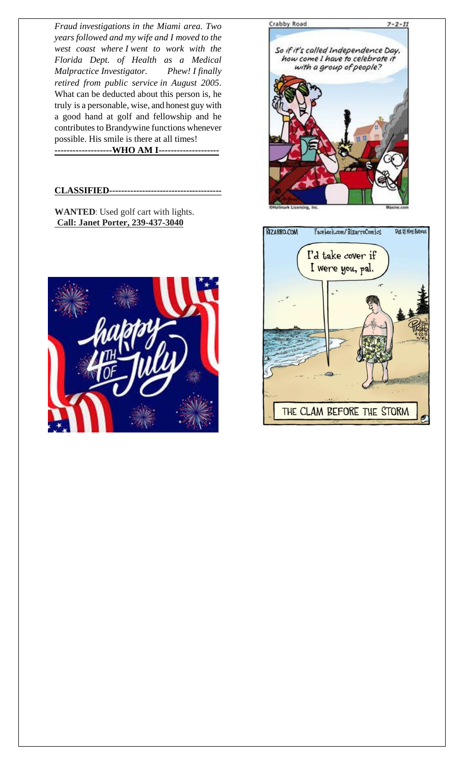*Fraud investigations in the Miami area. Two years followed and my wife and I moved to the west coast where I went to work with the Florida Dept. of Health as a Medical Malpractice Investigator. Phew! I finally retired from public service in August 2005.* What can be deducted about this person is, he truly is a personable, wise, and honest guy with a good hand at golf and fellowship and he contributes to Brandywine functions whenever possible. His smile is there at all times!

**-------------------WHO AM I-------------------**

**CLASSIFIED-------------------------------------**

**WANTED**: Used golf cart with lights.
**Call: Janet Porter, 239-437-3040**